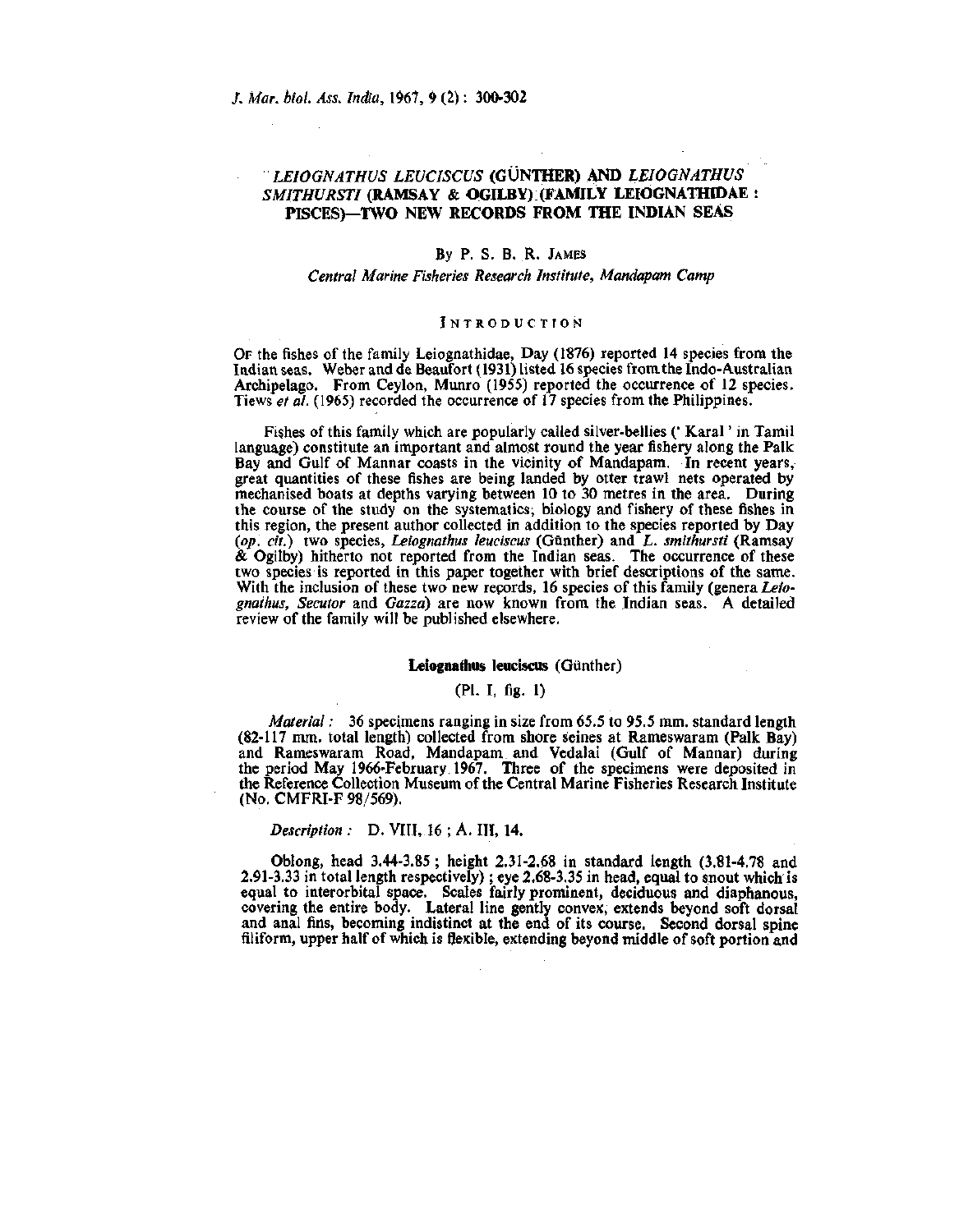# *LEIOGNATHUS LEUCISCUS* (GÜNTHER) AND *LEIOGNATHUS SMITHURSTI* (RAMSAY & OGILBY) (FAMILY LEIOGNATHIDAE : PISCES)—TWO NEW RECORDS FROM THE INDIAN SEAS

By P. S. B. R. James

*Central Marine Fisheries Research Institute, Mandapam Camp*

## Introduction

Of the fishes of the family Leiognathidae, Day (1876) reported 14 species from the Indian seas. Weber and de Beaufort (1931) listed 16 species from the Indo-Australian Archipelago. From Ceylon, Munro (1955) reported the occurrence of 12 species. Tiews *et al.* (1965) recorded the occurrence of 17 species from the Philippines.

Fishes of this family which are popularly called silver-bellies (' Karal ' in Tamil language) constitute an important and almost round the year fishery along the Palk Bay and Gulf of Mannar coasts in the vicinity of Mandapam. In recent years, great quantities of these fishes are being landed by otter trawl nets operated by mechanised boats at depths varying between 10 to 30 metres in the area. During the course of the study on the systematics, biology and fishery of these fishes in this region, the present author collected in addition to the species reported by Day (*op. cit.*) two species, *Leiognathus leuciscus* (Günther) and *L. smithursti* (Ramsay & Ogilby) hitherto not reported from the Indian seas. The occurrence of these two species is reported in this paper together with brief descriptions of the same. With the inclusion of these two new records, 16 species of this family (genera *Leiognathus*, *Secutor* and *Gazza*) are now known from the Indian seas. A detailed review of the family will be published elsewhere.

### **Leiognathus leuciscus** (Günther)

(Pl. I, fig. 1)

*Material :* 36 specimens ranging in size from 65.5 to 95.5 mm. standard length (82-117 mm. total length) collected from shore seines at Rameswaram (Palk Bay) and Rameswaram Road, Mandapam and Vedalai (Gulf of Mannar) during the period May 1966-February 1967. Three of the specimens were deposited in the Reference Collection Museum of the Central Marine Fisheries Research Institute (No. CMFRI-F 98/569).

*Description :* D. VIII, 16 ; A. III, 14.

Oblong, head 3.44-3.85 ; height 2.31-2.68 in standard length (3.81-4.78 and 2.91-3.33 in total length respectively) ; eye 2.68-3.35 in head, equal to snout which is equal to interorbital space. Scales fairly prominent, deciduous and diaphanous, covering the entire body. Lateral line gently convex, extends beyond soft dorsal and anal fins, becoming indistinct at the end of its course. Second dorsal spine filiform, upper half of which is flexible, extending beyond middle of soft portion and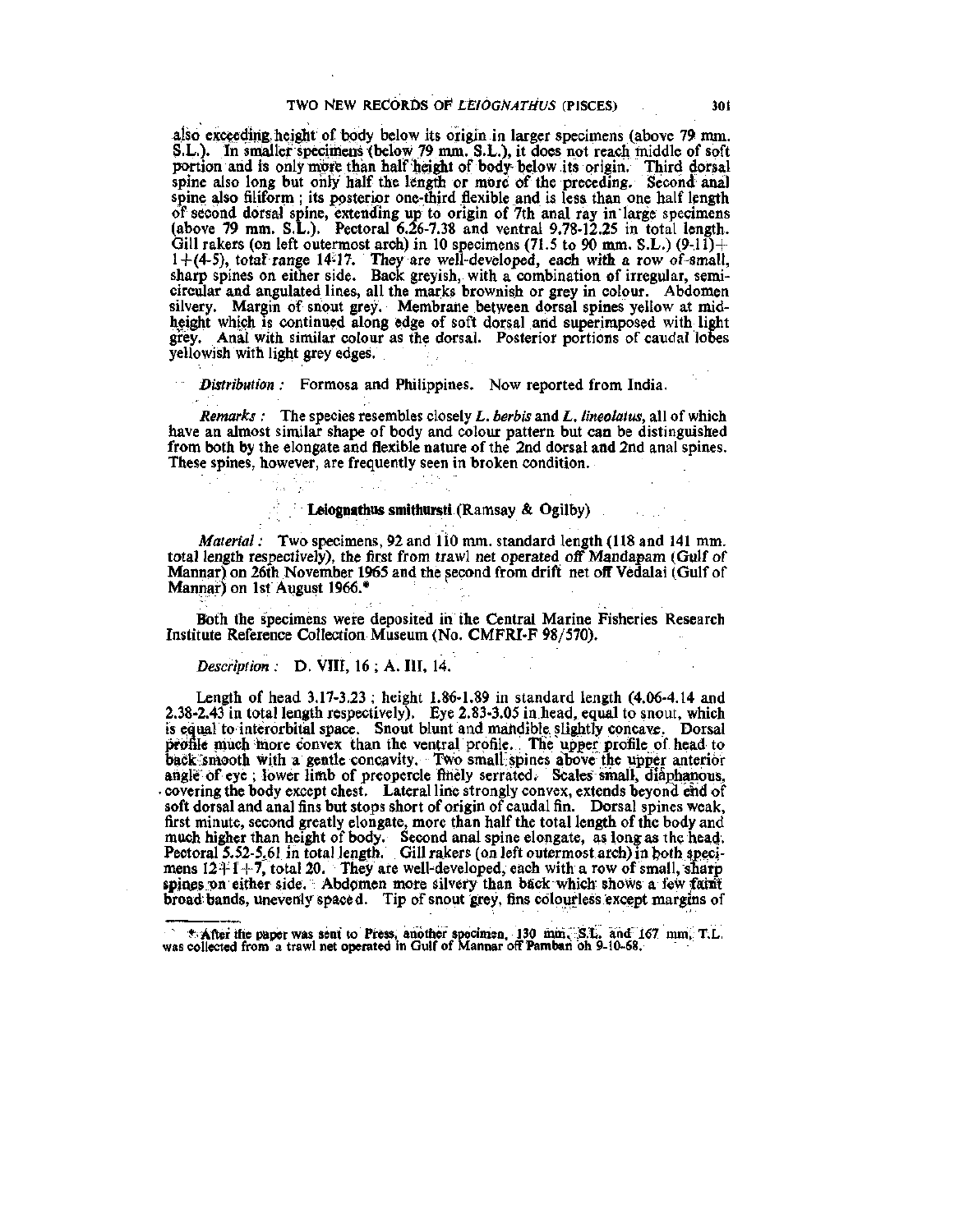also exceeding height of body below its origin in larger specimens (above 79 mm. S.L.). In smaller specimens (below 79 mm. S.L.), it does not reach middle of soft portion and is only more than half height of body below its origin. Third dorsal spine also long but only half the length or more of the preceding. Second anal spine also filiform; its posterior one-third flexible and is less than one half length of second dorsal spine, extending up to origin of 7th anal ray in large specimens (above 79 mm. S.L.). Pectoral 6.26-7.38 and ventral 9.78-12.25 in total length. Gill rakers (on left outermost arch) in 10 specimens (71.5 to 90 mm. S.L.) (9-11)+1+(4-5), total range 14-17. They are well-developed, each with a row of small, sharp spines on either side. Back greyish, with a combination of irregular, semi-circular and angulated lines, all the marks brownish or grey in colour. Abdomen silvery. Margin of snout grey. Membrane between dorsal spines yellow at mid-height which is continued along edge of soft dorsal and superimposed with light grey. Anal with similar colour as the dorsal. Posterior portions of caudal lobes yellowish with light grey edges.

*Distribution :* Formosa and Philippines. Now reported from India.

*Remarks :* The species resembles closely *L. berbis* and *L. lineolatus*, all of which have an almost similar shape of body and colour pattern but can be distinguished from both by the elongate and flexible nature of the 2nd dorsal and 2nd anal spines. These spines, however, are frequently seen in broken condition.

**Leiognathus smithursti** (Ramsay & Ogilby)

*Material :* Two specimens, 92 and 110 mm. standard length (118 and 141 mm. total length respectively), the first from trawl net operated off Mandapam (Gulf of Mannar) on 26th November 1965 and the second from drift net off Vedalai (Gulf of Mannar) on 1st August 1966.*

Both the specimens were deposited in the Central Marine Fisheries Research Institute Reference Collection Museum (No. CMFRI-F 98/570).

*Description :* D. VIII, 16 ; A. III, 14.

Length of head 3.17-3.23 ; height 1.86-1.89 in standard length (4.06-4.14 and 2.38-2.43 in total length respectively). Eye 2.83-3.05 in head, equal to snout, which is equal to interorbital space. Snout blunt and mandible slightly concave. Dorsal profile much more convex than the ventral profile. The upper profile of head to back smooth with a gentle concavity. Two small spines above the upper anterior angle of eye ; lower limb of preopercle finely serrated. Scales small, diaphanous, covering the body except chest. Lateral line strongly convex, extends beyond end of soft dorsal and anal fins but stops short of origin of caudal fin. Dorsal spines weak, first minute, second greatly elongate, more than half the total length of the body and much higher than height of body. Second anal spine elongate, as long as the head. Pectoral 5.52-5.61 in total length. Gill rakers (on left outermost arch) in both specimens 12+1+7, total 20. They are well-developed, each with a row of small, sharp spines on either side. Abdomen more silvery than back which shows a few faint broad bands, unevenly spaced. Tip of snout grey, fins colourless except margins of

* After the paper was sent to Press, another specimen, 130 mm. S.L. and 167 mm. T.L. was collected from a trawl net operated in Gulf of Mannar off Pamban on 9-10-68.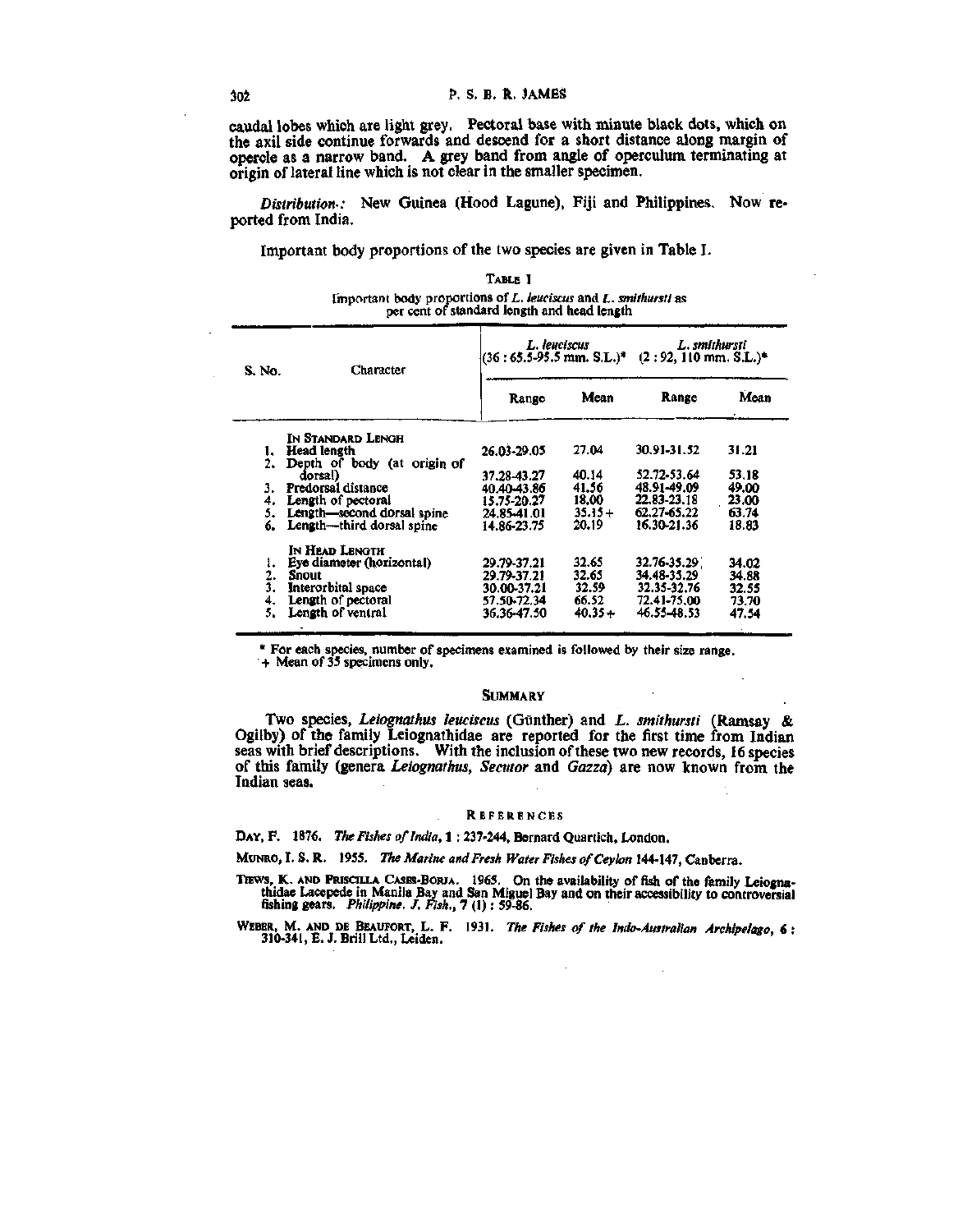caudal lobes which are light grey. Pectoral base with minute black dots, which on the axil side continue forwards and descend for a short distance along margin of opercle as a narrow band. A grey band from angle of operculum terminating at origin of lateral line which is not clear in the smaller specimen.

*Distribution*: New Guinea (Hood Lagune), Fiji and Philippines. Now reported from India.

Important body proportions of the two species are given in Table I.

TABLE I

Important body proportions of *L. leuciscus* and *L. smithursti* as per cent of standard length and head length

| S. No. | Character | *L. leuciscus* (36 : 65.5-95.5 mm. S.L.)* | | *L. smithursti* (2 : 92, 110 mm. S.L.)* | |
|---|---|---|---|---|---|
| | | Range | Mean | Range | Mean |
| | IN STANDARD LENGH | | | | |
| 1. | Head length | 26.03-29.05 | 27.04 | 30.91-31.52 | 31.21 |
| 2. | Depth of body (at origin of dorsal) | 37.28-43.27 | 40.14 | 52.72-53.64 | 53.18 |
| 3. | Predorsal distance | 40.40-43.86 | 41.56 | 48.91-49.09 | 49.00 |
| 4. | Length of pectoral | 15.75-20.27 | 18.00 | 22.83-23.18 | 23.00 |
| 5. | Length—second dorsal spine | 24.85-41.01 | 35.15+ | 62.27-65.22 | 63.74 |
| 6. | Length—third dorsal spine | 14.86-23.75 | 20.19 | 16.30-21.36 | 18.83 |
| | IN HEAD LENGTH | | | | |
| 1. | Eye diameter (horizontal) | 29.79-37.21 | 32.65 | 32.76-35.29 | 34.02 |
| 2. | Snout | 29.79-37.21 | 32.65 | 34.48-35.29 | 34.88 |
| 3. | Interorbital space | 30.00-37.21 | 32.59 | 32.35-32.76 | 32.55 |
| 4. | Length of pectoral | 57.50-72.34 | 66.52 | 72.41-75.00 | 73.70 |
| 5. | Length of ventral | 36.36-47.50 | 40.35+ | 46.55-48.53 | 47.54 |

\* For each species, number of specimens examined is followed by their size range.
+ Mean of 35 specimens only.

## SUMMARY

Two species, *Leiognathus leuciscus* (Günther) and *L. smithursti* (Ramsay & Ogilby) of the family Leiognathidae are reported for the first time from Indian seas with brief descriptions. With the inclusion of these two new records, 16 species of this family (genera *Leiognathus*, *Secutor* and *Gazza*) are now known from the Indian seas.

## REFERENCES

DAY, F. 1876. *The Fishes of India*, 1 : 237-244, Bernard Quartich, London.

MUNRO, I. S. R. 1955. *The Marine and Fresh Water Fishes of Ceylon* 144-147, Canberra.

TIEWS, K. AND PRISCILLA CASES-BORJA. 1965. On the availability of fish of the family Leiognathidae Lacepede in Manila Bay and San Miguel Bay and on their accessibility to controversial fishing gears. *Philippine. J. Fish.*, 7 (1) : 59-86.

WEBER, M. AND DE BEAUFORT, L. F. 1931. *The Fishes of the Indo-Australian Archipelago*, 6 : 310-341, E. J. Brill Ltd., Leiden.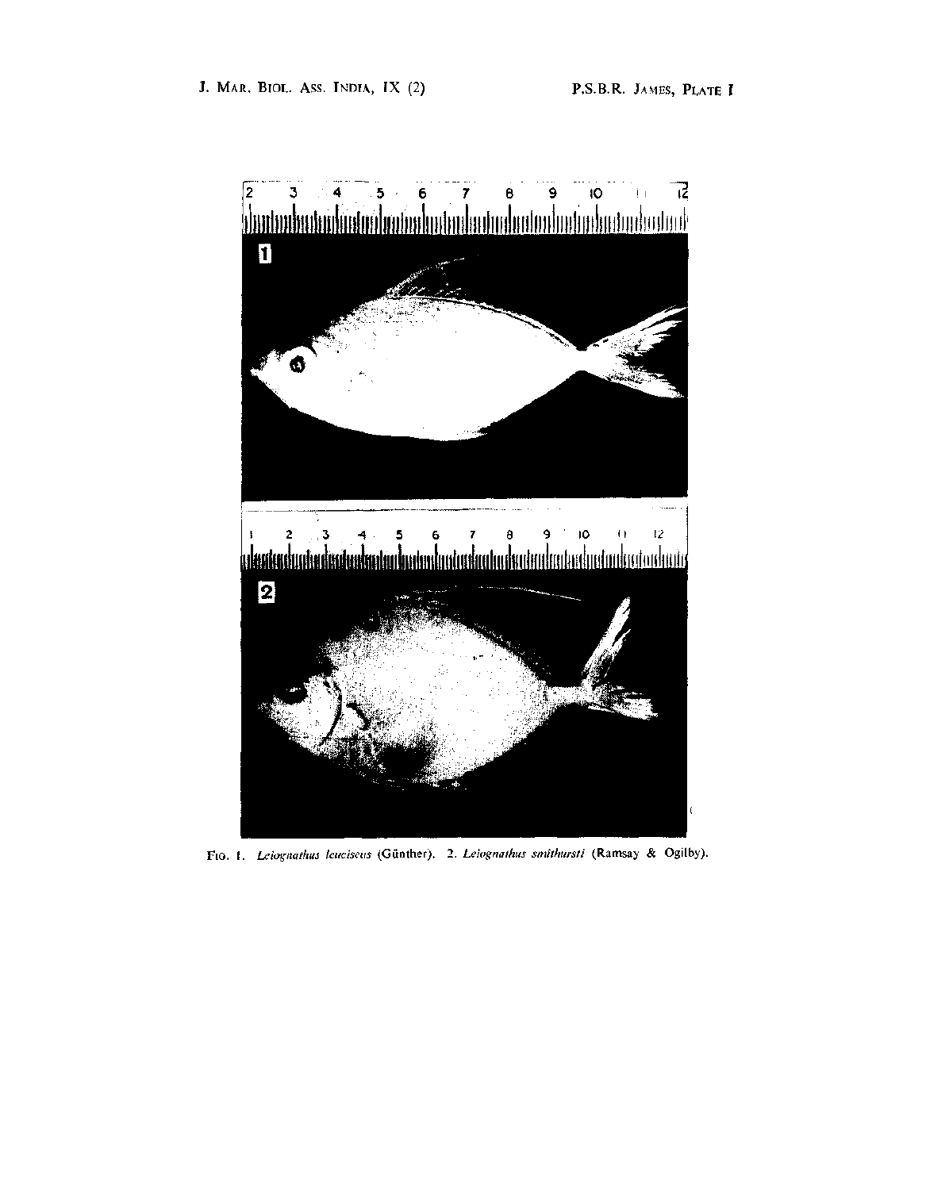Fig. 1. *Leiognathus leuciscus* (Günther). 2. *Leiognathus smithursti* (Ramsay & Ogilby).